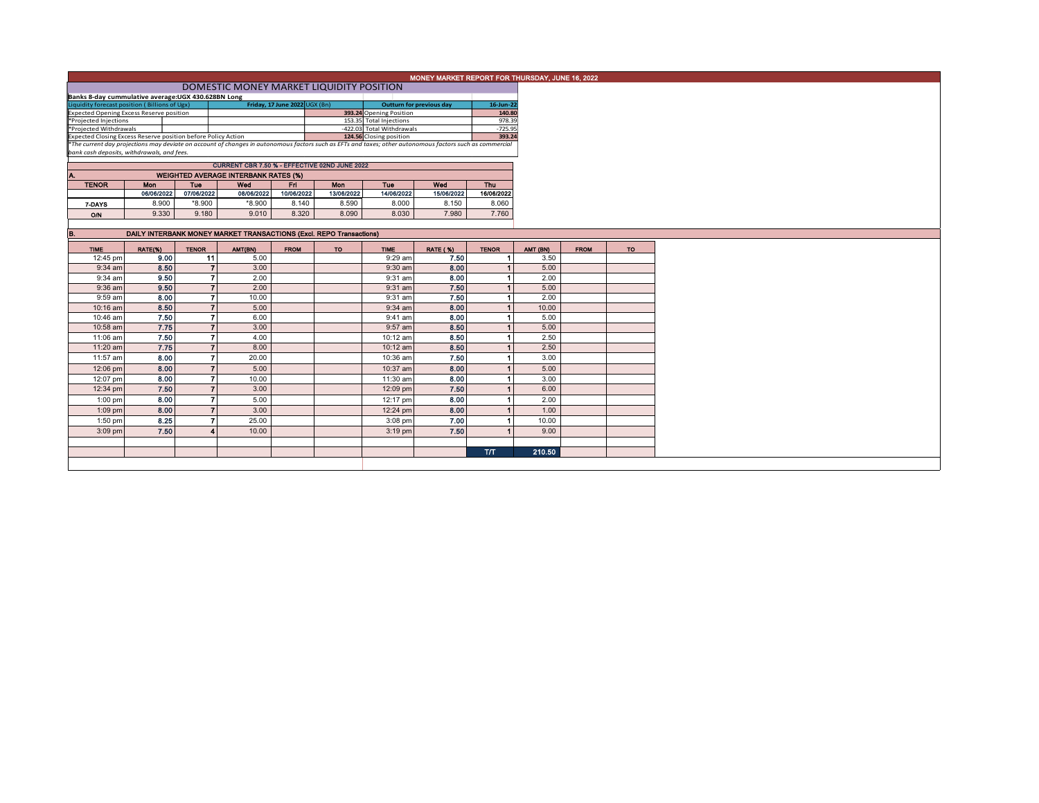# MONEY MARKET REPORT FOR THURSDAY, JUNE 16, 2022

## DOMESTIC MONEY MARKET LIQUIDITY POSITION

**Banks 8-day cummulative average:UGX 430.628BN Long**

| Liquidity forecast position ( Billions of Ugx) | Friday, 17 June 2022 UGX (Bn) | Outturn for previous day | 16-Jun-22 |
|---|---|---|---|
| Expected Opening Excess Reserve position | 393.24 | Opening Position | 140.80 |
| *Projected Injections | 153.35 | Total Injections | 978.39 |
| *Projected Withdrawals | -422.03 | Total Withdrawals | -725.95 |
| Expected Closing Excess Reserve position before Policy Action | 124.56 | Closing position | 393.24 |

*The current day projections may deviate on account of changes in autonomous factors such as EFTs and taxes; other autonomous factors such as commercial bank cash deposits, withdrawals, and fees.*

**CURRENT CBR 7.50 % - EFFECTIVE 02ND JUNE 2022**

### A. WEIGHTED AVERAGE INTERBANK RATES (%)

| TENOR | Mon 06/06/2022 | Tue 07/06/2022 | Wed 08/06/2022 | Fri 10/06/2022 | Mon 13/06/2022 | Tue 14/06/2022 | Wed 15/06/2022 | Thu 16/06/2022 |
|---|---|---|---|---|---|---|---|---|
| 7-DAYS | 8.900 | *8.900 | *8.900 | 8.140 | 8.590 | 8.000 | 8.150 | 8.060 |
| O/N | 9.330 | 9.180 | 9.010 | 8.320 | 8.090 | 8.030 | 7.980 | 7.760 |

### B. DAILY INTERBANK MONEY MARKET TRANSACTIONS (Excl. REPO Transactions)

| TIME | RATE(%) | TENOR | AMT(BN) | FROM | TO | TIME | RATE ( %) | TENOR | AMT (BN) | FROM | TO |
|---|---|---|---|---|---|---|---|---|---|---|---|
| 12:45 pm | 9.00 | 11 | 5.00 | | | 9:29 am | 7.50 | 1 | 3.50 | | |
| 9:34 am | 8.50 | 7 | 3.00 | | | 9:30 am | 8.00 | 1 | 5.00 | | |
| 9:34 am | 9.50 | 7 | 2.00 | | | 9:31 am | 8.00 | 1 | 2.00 | | |
| 9:36 am | 9.50 | 7 | 2.00 | | | 9:31 am | 7.50 | 1 | 5.00 | | |
| 9:59 am | 8.00 | 7 | 10.00 | | | 9:31 am | 7.50 | 1 | 2.00 | | |
| 10:16 am | 8.50 | 7 | 5.00 | | | 9:34 am | 8.00 | 1 | 10.00 | | |
| 10:46 am | 7.50 | 7 | 6.00 | | | 9:41 am | 8.00 | 1 | 5.00 | | |
| 10:58 am | 7.75 | 7 | 3.00 | | | 9:57 am | 8.50 | 1 | 5.00 | | |
| 11:06 am | 7.50 | 7 | 4.00 | | | 10:12 am | 8.50 | 1 | 2.50 | | |
| 11:20 am | 7.75 | 7 | 8.00 | | | 10:12 am | 8.50 | 1 | 2.50 | | |
| 11:57 am | 8.00 | 7 | 20.00 | | | 10:36 am | 7.50 | 1 | 3.00 | | |
| 12:06 pm | 8.00 | 7 | 5.00 | | | 10:37 am | 8.00 | 1 | 5.00 | | |
| 12:07 pm | 8.00 | 7 | 10.00 | | | 11:30 am | 8.00 | 1 | 3.00 | | |
| 12:34 pm | 7.50 | 7 | 3.00 | | | 12:09 pm | 7.50 | 1 | 6.00 | | |
| 1:00 pm | 8.00 | 7 | 5.00 | | | 12:17 pm | 8.00 | 1 | 2.00 | | |
| 1:09 pm | 8.00 | 7 | 3.00 | | | 12:24 pm | 8.00 | 1 | 1.00 | | |
| 1:50 pm | 8.25 | 7 | 25.00 | | | 3:08 pm | 7.00 | 1 | 10.00 | | |
| 3:09 pm | 7.50 | 4 | 10.00 | | | 3:19 pm | 7.50 | 1 | 9.00 | | |
| | | | | | | | | T/T | 210.50 | | |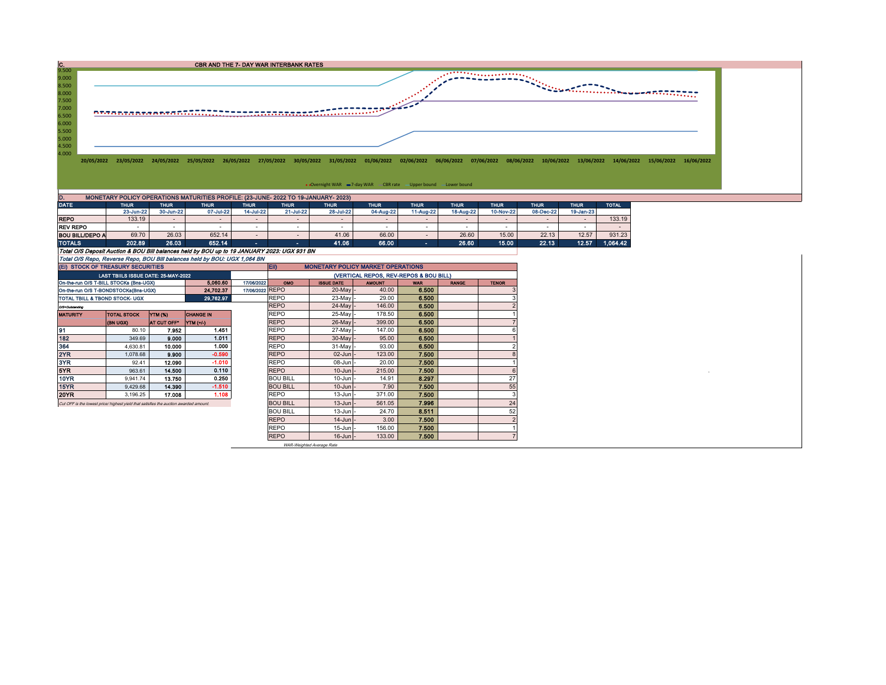## C. CBR AND THE 7- DAY WAR INTERBANK RATES

Overnight WAR | 7-day WAR | CBR rate | Upper bound | Lower bound

## D. MONETARY POLICY OPERATIONS MATURITIES PROFILE: (23-JUNE- 2022 TO 19-JANUARY- 2023)

| DATE | THUR 23-Jun-22 | THUR 30-Jun-22 | THUR 07-Jul-22 | THUR 14-Jul-22 | THUR 21-Jul-22 | THUR 28-Jul-22 | THUR 04-Aug-22 | THUR 11-Aug-22 | THUR 18-Aug-22 | THUR 10-Nov-22 | THUR 08-Dec-22 | THUR 19-Jan-23 | TOTAL |
|---|---|---|---|---|---|---|---|---|---|---|---|---|---|
| REPO | 133.19 | - | - | - | - | - | - | - | - | - | - | - | 133.19 |
| REV REPO | - | - | - | - | - | - | - | - | - | - | - | - | - |
| BOU BILL/DEPO A | 69.70 | 26.03 | 652.14 | - | - | 41.06 | 66.00 | - | 26.60 | 15.00 | 22.13 | 12.57 | 931.23 |
| **TOTALS** | **202.89** | **26.03** | **652.14** | **-** | **-** | **41.06** | **66.00** | **-** | **26.60** | **15.00** | **22.13** | **12.57** | **1,064.42** |

*Total O/S Deposit Auction & BOU Bill balances held by BOU up to 19 JANUARY 2023: UGX 931 BN*

*Total O/S Repo, Reverse Repo, BOU Bill balances held by BOU: UGX 1,064 BN*

### (EI) STOCK OF TREASURY SECURITIES

| LAST TBIILS ISSUE DATE: 25-MAY-2022 | | |
|---|---|---|
| On-the-run O/S T-BILL STOCKs (Bns-UGX) | 5,060.60 | 17/06/2022 |
| On-the-run O/S T-BONDSTOCKs(Bns-UGX) | 24,702.37 | 17/06/2022 |
| TOTAL TBILL & TBOND STOCK- UGX | 29,762.97 | |

O/S=Outstanding

| MATURITY | TOTAL STOCK (BN UGX) | YTM (%) AT CUT OFF* | CHANGE IN YTM (+/-) |
|---|---|---|---|
| 91 | 80.10 | 7.952 | 1.451 |
| 182 | 349.69 | 9.000 | 1.011 |
| 364 | 4,630.81 | 10.000 | 1.000 |
| 2YR | 1,078.68 | 9.900 | -0.590 |
| 3YR | 92.41 | 12.090 | -1.010 |
| 5YR | 963.61 | 14.500 | 0.110 |
| 10YR | 9,941.74 | 13.750 | 0.250 |
| 15YR | 9,429.68 | 14.390 | -1.510 |
| 20YR | 3,196.25 | 17.008 | 1.108 |

*Cut OFF is the lowest price/ highest yield that satisfies the auction awarded amount.*

### EII) MONETARY POLICY MARKET OPERATIONS

(VERTICAL REPOS, REV-REPOS & BOU BILL)

| OMO | ISSUE DATE | AMOUNT | WAR | RANGE | TENOR |
|---|---|---|---|---|---|
| REPO | 20-May | 40.00 | 6.500 | | 3 |
| REPO | 23-May | 29.00 | 6.500 | | 3 |
| REPO | 24-May | 146.00 | 6.500 | | 2 |
| REPO | 25-May | 178.50 | 6.500 | | 1 |
| REPO | 26-May | 399.00 | 6.500 | | 7 |
| REPO | 27-May | 147.00 | 6.500 | | 6 |
| REPO | 30-May | 95.00 | 6.500 | | 1 |
| REPO | 31-May | 93.00 | 6.500 | | 2 |
| REPO | 02-Jun | 123.00 | 7.500 | | 8 |
| REPO | 08-Jun | 20.00 | 7.500 | | 1 |
| REPO | 10-Jun | 215.00 | 7.500 | | 6 |
| BOU BILL | 10-Jun | 14.91 | 8.297 | | 27 |
| BOU BILL | 10-Jun | 7.90 | 7.500 | | 55 |
| REPO | 13-Jun | 371.00 | 7.500 | | 3 |
| BOU BILL | 13-Jun | 561.05 | 7.996 | | 24 |
| BOU BILL | 13-Jun | 24.70 | 8.511 | | 52 |
| REPO | 14-Jun | 3.00 | 7.500 | | 2 |
| REPO | 15-Jun | 156.00 | 7.500 | | 1 |
| REPO | 16-Jun | 133.00 | 7.500 | | 7 |

*WAR-Weighted Average Rate*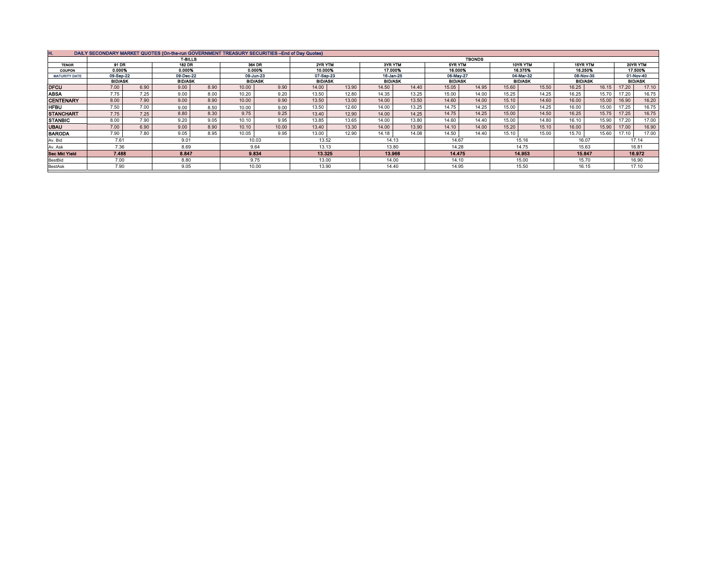## H. DAILY SECONDARY MARKET QUOTES (On-the-run GOVERNMENT TREASURY SECURITIES –End of Day Quotes)

| | T-BILLS | | | | | | TBONDS | | | | | | | | | | | |
|---|---|---|---|---|---|---|---|---|---|---|---|---|---|---|---|---|---|---|
| **TENOR** | **91 DR** | | **182 DR** | | **364 DR** | | **2YR YTM** | | **3YR YTM** | | **5YR YTM** | | **10YR YTM** | | **15YR YTM** | | **20YR YTM** | |
| **COUPON** | **0.000%** | | **0.000%** | | **0.000%** | | **10.000%** | | **17.000%** | | **16.000%** | | **16.375%** | | **16.250%** | | **17.500%** | |
| **MATURITY DATE** | **09-Sep-22** | | **09-Dec-22** | | **09-Jun-23** | | **07-Sep-23** | | **16-Jan-25** | | **08-May-27** | | **04-Mar-32** | | **08-Nov-35** | | **01-Nov-40** | |
| | **BID/ASK** | | **BID/ASK** | | **BID/ASK** | | **BID/ASK** | | **BID/ASK** | | **BID/ASK** | | **BID/ASK** | | **BID/ASK** | | **BID/ASK** | |
| **DFCU** | 7.00 | 6.90 | 9.00 | 8.90 | 10.00 | 9.90 | 14.00 | 13.90 | 14.50 | 14.40 | 15.05 | 14.95 | 15.60 | 15.50 | 16.25 | 16.15 | 17.20 | 17.10 |
| **ABSA** | 7.75 | 7.25 | 9.00 | 8.00 | 10.20 | 9.20 | 13.50 | 12.80 | 14.35 | 13.25 | 15.00 | 14.00 | 15.25 | 14.25 | 16.25 | 15.70 | 17.20 | 16.75 |
| **CENTENARY** | 8.00 | 7.90 | 9.00 | 8.90 | 10.00 | 9.90 | 13.50 | 13.00 | 14.00 | 13.50 | 14.60 | 14.00 | 15.10 | 14.60 | 16.00 | 15.00 | 16.90 | 16.20 |
| **HFBU** | 7.50 | 7.00 | 9.00 | 8.50 | 10.00 | 9.00 | 13.50 | 12.60 | 14.00 | 13.25 | 14.75 | 14.25 | 15.00 | 14.25 | 16.00 | 15.00 | 17.25 | 16.75 |
| **STANCHART** | 7.75 | 7.25 | 8.80 | 8.30 | 9.75 | 9.25 | 13.40 | 12.90 | 14.00 | 14.25 | 14.75 | 14.25 | 15.00 | 14.50 | 16.25 | 15.75 | 17.25 | 16.75 |
| **STANBIC** | 8.00 | 7.90 | 9.20 | 9.05 | 10.10 | 9.95 | 13.85 | 13.65 | 14.00 | 13.80 | 14.60 | 14.40 | 15.00 | 14.80 | 16.10 | 15.90 | 17.20 | 17.00 |
| **UBAU** | 7.00 | 6.90 | 9.00 | 8.90 | 10.10 | 10.00 | 13.40 | 13.30 | 14.00 | 13.90 | 14.10 | 14.00 | 15.20 | 15.10 | 16.00 | 15.90 | 17.00 | 16.90 |
| **BARODA** | 7.90 | 7.80 | 9.05 | 8.95 | 10.05 | 9.95 | 13.00 | 12.90 | 14.18 | 14.08 | 14.50 | 14.40 | 15.10 | 15.00 | 15.70 | 15.60 | 17.10 | 17.00 |
| Av. Bid | 7.61 | | 9.01 | | 10.03 | | 13.52 | | 14.13 | | 14.67 | | 15.16 | | 16.07 | | 17.14 | |
| Av. Ask | 7.36 | | 8.69 | | 9.64 | | 13.13 | | 13.80 | | 14.28 | | 14.75 | | 15.63 | | 16.81 | |
| **Sec Mkt Yield** | **7.488** | | **8.847** | | **9.834** | | **13.325** | | **13.966** | | **14.475** | | **14.953** | | **15.847** | | **16.972** | |
| BestBid | 7.00 | | 8.80 | | 9.75 | | 13.00 | | 14.00 | | 14.10 | | 15.00 | | 15.70 | | 16.90 | |
| BestAsk | 7.90 | | 9.05 | | 10.00 | | 13.90 | | 14.40 | | 14.95 | | 15.50 | | 16.15 | | 17.10 | |